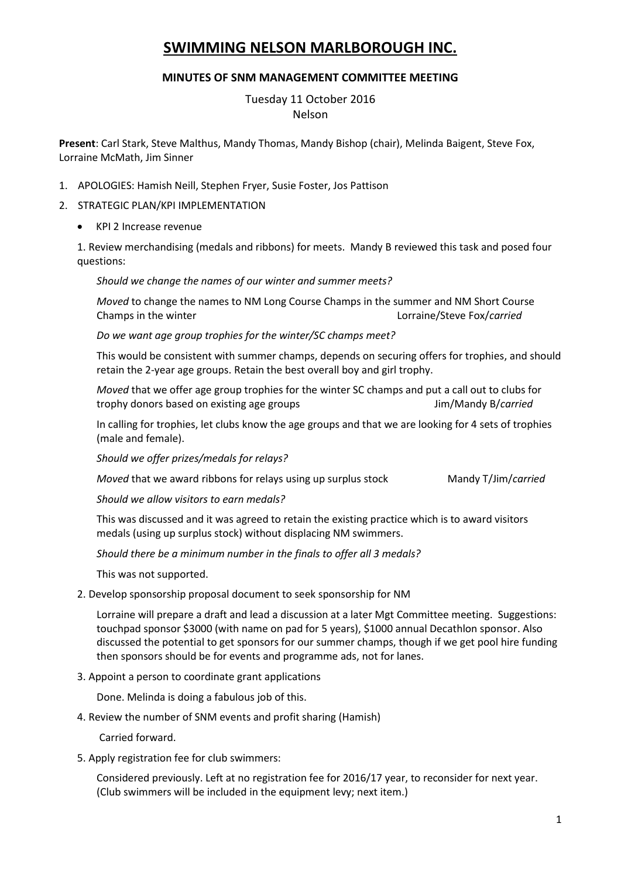# SWIMMING NELSON MARLBOROUGH INC.

## MINUTES OF SNM MANAGEMENT COMMITTEE MEETING

Tuesday 11 October 2016
Nelson

**Present**: Carl Stark, Steve Malthus, Mandy Thomas, Mandy Bishop (chair), Melinda Baigent, Steve Fox, Lorraine McMath, Jim Sinner

1. APOLOGIES: Hamish Neill, Stephen Fryer, Susie Foster, Jos Pattison
2. STRATEGIC PLAN/KPI IMPLEMENTATION

- KPI 2 Increase revenue

1. Review merchandising (medals and ribbons) for meets. Mandy B reviewed this task and posed four questions:

*Should we change the names of our winter and summer meets?*

*Moved* to change the names to NM Long Course Champs in the summer and NM Short Course Champs in the winter — Lorraine/Steve Fox/*carried*

*Do we want age group trophies for the winter/SC champs meet?*

This would be consistent with summer champs, depends on securing offers for trophies, and should retain the 2-year age groups. Retain the best overall boy and girl trophy.

*Moved* that we offer age group trophies for the winter SC champs and put a call out to clubs for trophy donors based on existing age groups — Jim/Mandy B/*carried*

In calling for trophies, let clubs know the age groups and that we are looking for 4 sets of trophies (male and female).

*Should we offer prizes/medals for relays?*

*Moved* that we award ribbons for relays using up surplus stock — Mandy T/Jim/*carried*

*Should we allow visitors to earn medals?*

This was discussed and it was agreed to retain the existing practice which is to award visitors medals (using up surplus stock) without displacing NM swimmers.

*Should there be a minimum number in the finals to offer all 3 medals?*

This was not supported.

2. Develop sponsorship proposal document to seek sponsorship for NM

Lorraine will prepare a draft and lead a discussion at a later Mgt Committee meeting. Suggestions: touchpad sponsor $3000 (with name on pad for 5 years), $1000 annual Decathlon sponsor. Also discussed the potential to get sponsors for our summer champs, though if we get pool hire funding then sponsors should be for events and programme ads, not for lanes.

3. Appoint a person to coordinate grant applications

Done. Melinda is doing a fabulous job of this.

4. Review the number of SNM events and profit sharing (Hamish)

Carried forward.

5. Apply registration fee for club swimmers:

Considered previously. Left at no registration fee for 2016/17 year, to reconsider for next year. (Club swimmers will be included in the equipment levy; next item.)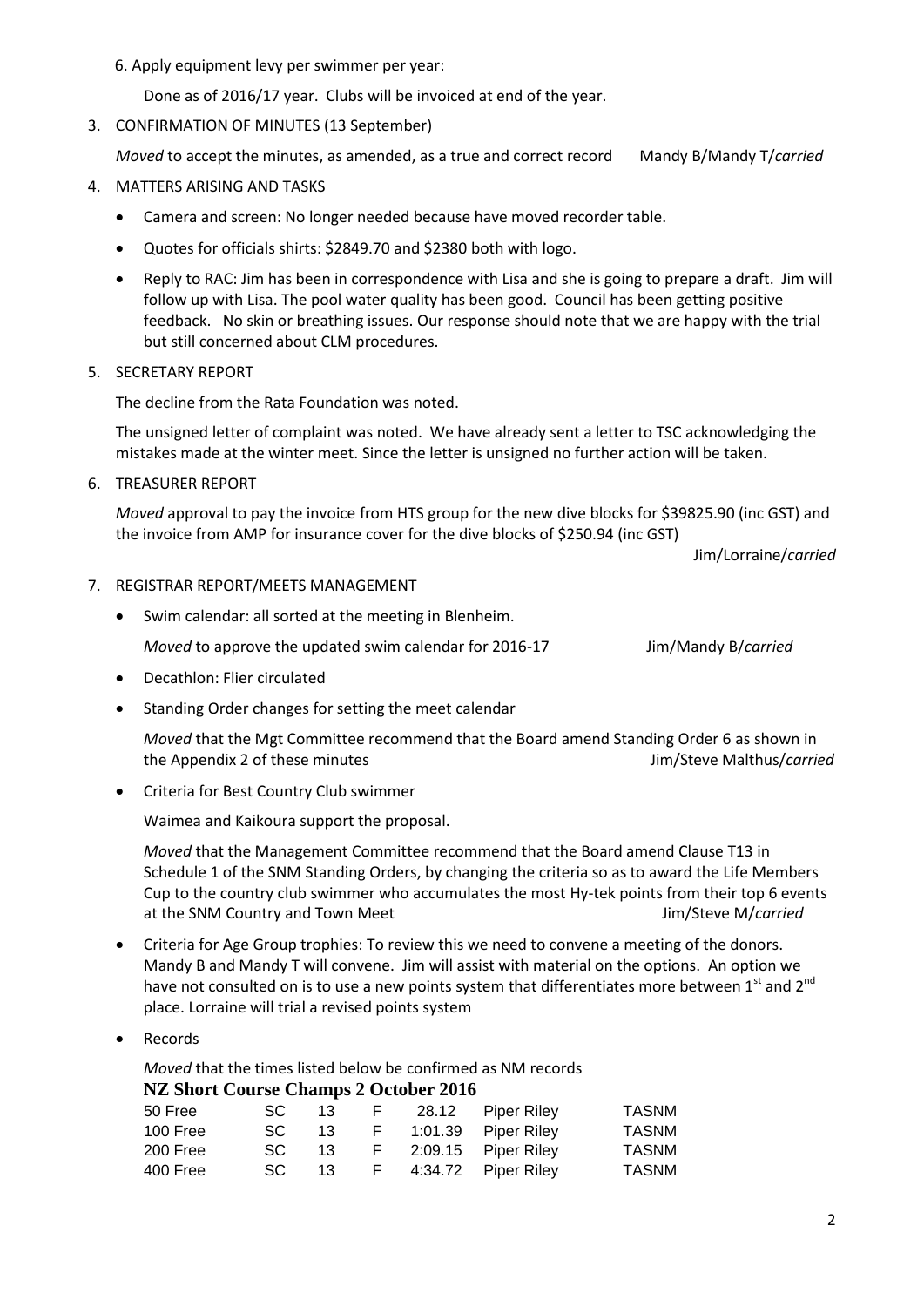6. Apply equipment levy per swimmer per year:

   Done as of 2016/17 year. Clubs will be invoiced at end of the year.

3. CONFIRMATION OF MINUTES (13 September)

   *Moved* to accept the minutes, as amended, as a true and correct record Mandy B/Mandy T/*carried*

4. MATTERS ARISING AND TASKS

   - Camera and screen: No longer needed because have moved recorder table.
   - Quotes for officials shirts: $2849.70 and $2380 both with logo.
   - Reply to RAC: Jim has been in correspondence with Lisa and she is going to prepare a draft. Jim will follow up with Lisa. The pool water quality has been good. Council has been getting positive feedback. No skin or breathing issues. Our response should note that we are happy with the trial but still concerned about CLM procedures.

5. SECRETARY REPORT

   The decline from the Rata Foundation was noted.

   The unsigned letter of complaint was noted. We have already sent a letter to TSC acknowledging the mistakes made at the winter meet. Since the letter is unsigned no further action will be taken.

6. TREASURER REPORT

   *Moved* approval to pay the invoice from HTS group for the new dive blocks for $39825.90 (inc GST) and the invoice from AMP for insurance cover for the dive blocks of $250.94 (inc GST)

   Jim/Lorraine/*carried*

7. REGISTRAR REPORT/MEETS MANAGEMENT

   - Swim calendar: all sorted at the meeting in Blenheim.

     *Moved* to approve the updated swim calendar for 2016-17 Jim/Mandy B/*carried*

   - Decathlon: Flier circulated
   - Standing Order changes for setting the meet calendar

     *Moved* that the Mgt Committee recommend that the Board amend Standing Order 6 as shown in the Appendix 2 of these minutes Jim/Steve Malthus/*carried*

   - Criteria for Best Country Club swimmer

     Waimea and Kaikoura support the proposal.

     *Moved* that the Management Committee recommend that the Board amend Clause T13 in Schedule 1 of the SNM Standing Orders, by changing the criteria so as to award the Life Members Cup to the country club swimmer who accumulates the most Hy-tek points from their top 6 events at the SNM Country and Town Meet Jim/Steve M/*carried*

   - Criteria for Age Group trophies: To review this we need to convene a meeting of the donors. Mandy B and Mandy T will convene. Jim will assist with material on the options. An option we have not consulted on is to use a new points system that differentiates more between 1st and 2nd place. Lorraine will trial a revised points system

   - Records

     *Moved* that the times listed below be confirmed as NM records

**NZ Short Course Champs 2 October 2016**

| | | | | | | |
|---|---|---|---|---|---|---|
| 50 Free | SC | 13 | F | 28.12 | Piper Riley | TASNM |
| 100 Free | SC | 13 | F | 1:01.39 | Piper Riley | TASNM |
| 200 Free | SC | 13 | F | 2:09.15 | Piper Riley | TASNM |
| 400 Free | SC | 13 | F | 4:34.72 | Piper Riley | TASNM |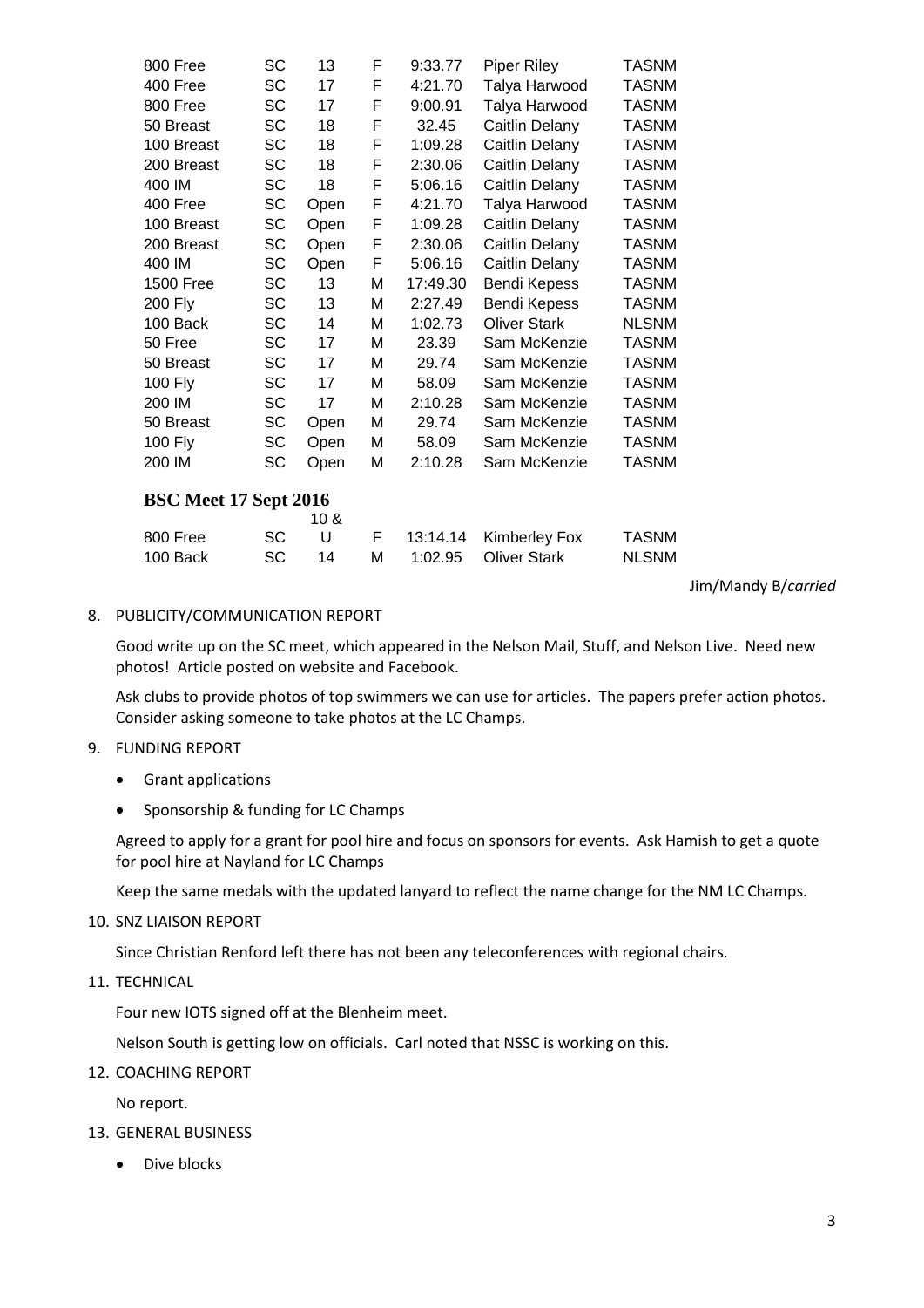| | | | | | | |
|---|---|---|---|---|---|---|
| 800 Free | SC | 13 | F | 9:33.77 | Piper Riley | TASNM |
| 400 Free | SC | 17 | F | 4:21.70 | Talya Harwood | TASNM |
| 800 Free | SC | 17 | F | 9:00.91 | Talya Harwood | TASNM |
| 50 Breast | SC | 18 | F | 32.45 | Caitlin Delany | TASNM |
| 100 Breast | SC | 18 | F | 1:09.28 | Caitlin Delany | TASNM |
| 200 Breast | SC | 18 | F | 2:30.06 | Caitlin Delany | TASNM |
| 400 IM | SC | 18 | F | 5:06.16 | Caitlin Delany | TASNM |
| 400 Free | SC | Open | F | 4:21.70 | Talya Harwood | TASNM |
| 100 Breast | SC | Open | F | 1:09.28 | Caitlin Delany | TASNM |
| 200 Breast | SC | Open | F | 2:30.06 | Caitlin Delany | TASNM |
| 400 IM | SC | Open | F | 5:06.16 | Caitlin Delany | TASNM |
| 1500 Free | SC | 13 | M | 17:49.30 | Bendi Kepess | TASNM |
| 200 Fly | SC | 13 | M | 2:27.49 | Bendi Kepess | TASNM |
| 100 Back | SC | 14 | M | 1:02.73 | Oliver Stark | NLSNM |
| 50 Free | SC | 17 | M | 23.39 | Sam McKenzie | TASNM |
| 50 Breast | SC | 17 | M | 29.74 | Sam McKenzie | TASNM |
| 100 Fly | SC | 17 | M | 58.09 | Sam McKenzie | TASNM |
| 200 IM | SC | 17 | M | 2:10.28 | Sam McKenzie | TASNM |
| 50 Breast | SC | Open | M | 29.74 | Sam McKenzie | TASNM |
| 100 Fly | SC | Open | M | 58.09 | Sam McKenzie | TASNM |
| 200 IM | SC | Open | M | 2:10.28 | Sam McKenzie | TASNM |

### BSC Meet 17 Sept 2016

| | | | | | | |
|---|---|---|---|---|---|---|
| 800 Free | SC | 10 & U | F | 13:14.14 | Kimberley Fox | TASNM |
| 100 Back | SC | 14 | M | 1:02.95 | Oliver Stark | NLSNM |

Jim/Mandy B/*carried*

8. PUBLICITY/COMMUNICATION REPORT

   Good write up on the SC meet, which appeared in the Nelson Mail, Stuff, and Nelson Live. Need new photos! Article posted on website and Facebook.

   Ask clubs to provide photos of top swimmers we can use for articles. The papers prefer action photos. Consider asking someone to take photos at the LC Champs.

9. FUNDING REPORT

   - Grant applications
   - Sponsorship & funding for LC Champs

   Agreed to apply for a grant for pool hire and focus on sponsors for events. Ask Hamish to get a quote for pool hire at Nayland for LC Champs

   Keep the same medals with the updated lanyard to reflect the name change for the NM LC Champs.

10. SNZ LIAISON REPORT

    Since Christian Renford left there has not been any teleconferences with regional chairs.

11. TECHNICAL

    Four new IOTS signed off at the Blenheim meet.

    Nelson South is getting low on officials. Carl noted that NSSC is working on this.

12. COACHING REPORT

    No report.

13. GENERAL BUSINESS

    - Dive blocks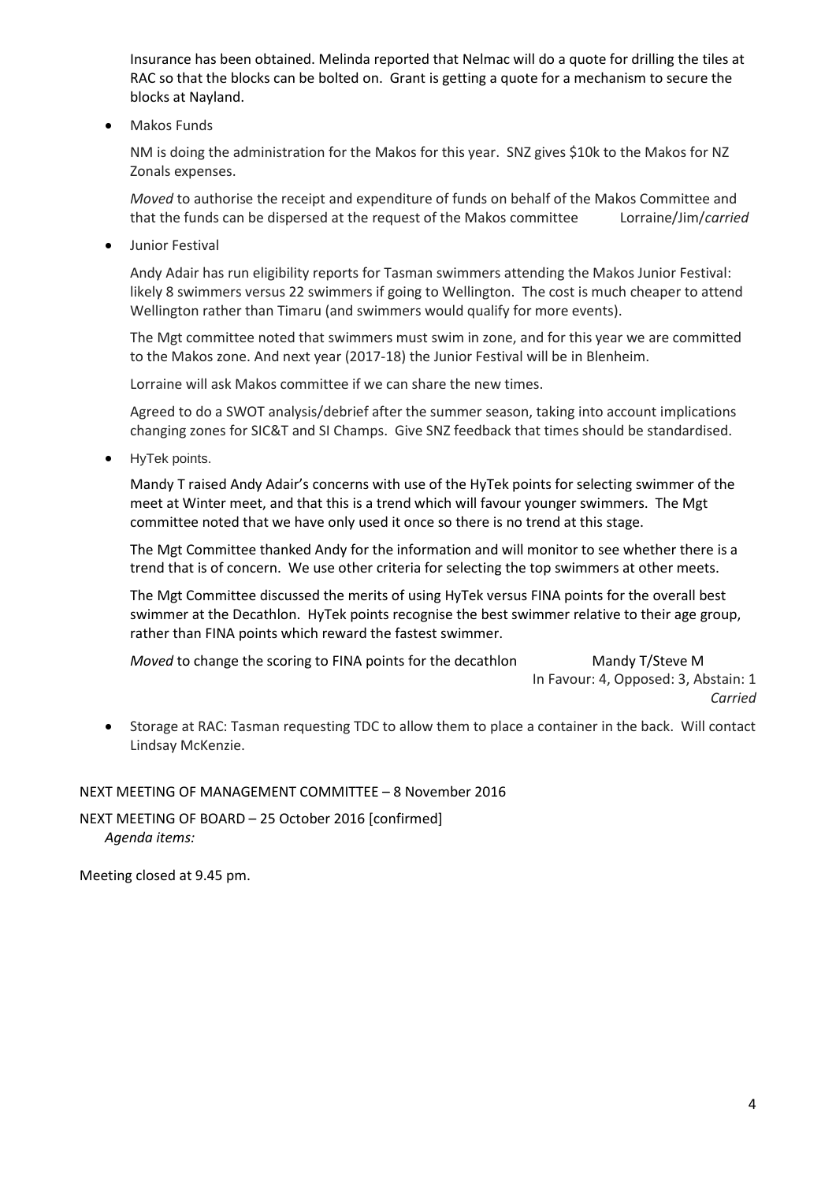Insurance has been obtained. Melinda reported that Nelmac will do a quote for drilling the tiles at RAC so that the blocks can be bolted on. Grant is getting a quote for a mechanism to secure the blocks at Nayland.

- Makos Funds

  NM is doing the administration for the Makos for this year. SNZ gives $10k to the Makos for NZ Zonals expenses.

  *Moved* to authorise the receipt and expenditure of funds on behalf of the Makos Committee and that the funds can be dispersed at the request of the Makos committee Lorraine/Jim/*carried*

- Junior Festival

  Andy Adair has run eligibility reports for Tasman swimmers attending the Makos Junior Festival: likely 8 swimmers versus 22 swimmers if going to Wellington. The cost is much cheaper to attend Wellington rather than Timaru (and swimmers would qualify for more events).

  The Mgt committee noted that swimmers must swim in zone, and for this year we are committed to the Makos zone. And next year (2017-18) the Junior Festival will be in Blenheim.

  Lorraine will ask Makos committee if we can share the new times.

  Agreed to do a SWOT analysis/debrief after the summer season, taking into account implications changing zones for SIC&T and SI Champs. Give SNZ feedback that times should be standardised.

- HyTek points.

  Mandy T raised Andy Adair's concerns with use of the HyTek points for selecting swimmer of the meet at Winter meet, and that this is a trend which will favour younger swimmers. The Mgt committee noted that we have only used it once so there is no trend at this stage.

  The Mgt Committee thanked Andy for the information and will monitor to see whether there is a trend that is of concern. We use other criteria for selecting the top swimmers at other meets.

  The Mgt Committee discussed the merits of using HyTek versus FINA points for the overall best swimmer at the Decathlon. HyTek points recognise the best swimmer relative to their age group, rather than FINA points which reward the fastest swimmer.

  *Moved* to change the scoring to FINA points for the decathlon Mandy T/Steve M
  In Favour: 4, Opposed: 3, Abstain: 1
  *Carried*

- Storage at RAC: Tasman requesting TDC to allow them to place a container in the back. Will contact Lindsay McKenzie.

NEXT MEETING OF MANAGEMENT COMMITTEE – 8 November 2016

NEXT MEETING OF BOARD – 25 October 2016 [confirmed]
*Agenda items:*

Meeting closed at 9.45 pm.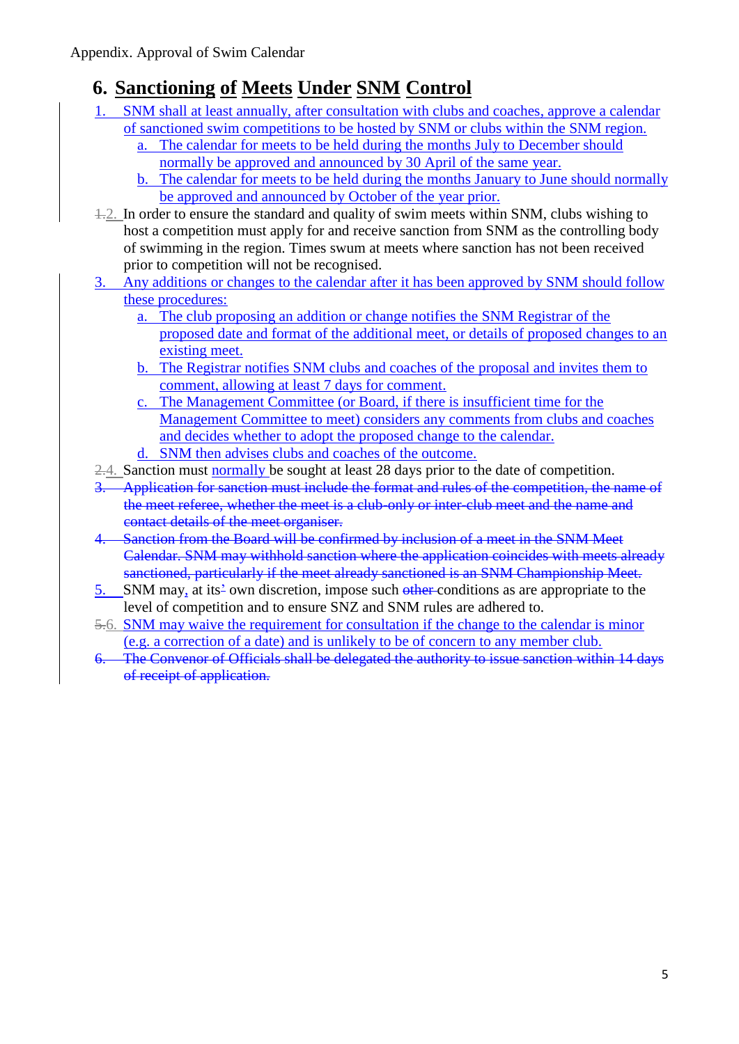## 6. Sanctioning of Meets Under SNM Control

1. SNM shall at least annually, after consultation with clubs and coaches, approve a calendar of sanctioned swim competitions to be hosted by SNM or clubs within the SNM region.
   a. The calendar for meets to be held during the months July to December should normally be approved and announced by 30 April of the same year.
   b. The calendar for meets to be held during the months January to June should normally be approved and announced by October of the year prior.

~~1.~~2. In order to ensure the standard and quality of swim meets within SNM, clubs wishing to host a competition must apply for and receive sanction from SNM as the controlling body of swimming in the region. Times swum at meets where sanction has not been received prior to competition will not be recognised.

3. Any additions or changes to the calendar after it has been approved by SNM should follow these procedures:
   a. The club proposing an addition or change notifies the SNM Registrar of the proposed date and format of the additional meet, or details of proposed changes to an existing meet.
   b. The Registrar notifies SNM clubs and coaches of the proposal and invites them to comment, allowing at least 7 days for comment.
   c. The Management Committee (or Board, if there is insufficient time for the Management Committee to meet) considers any comments from clubs and coaches and decides whether to adopt the proposed change to the calendar.
   d. SNM then advises clubs and coaches of the outcome.

~~2.~~4. Sanction must normally be sought at least 28 days prior to the date of competition.

~~3. Application for sanction must include the format and rules of the competition, the name of the meet referee, whether the meet is a club-only or inter-club meet and the name and contact details of the meet organiser.~~

~~4. Sanction from the Board will be confirmed by inclusion of a meet in the SNM Meet Calendar. SNM may withhold sanction where the application coincides with meets already sanctioned, particularly if the meet already sanctioned is an SNM Championship Meet.~~

5. SNM may, at its~~'~~ own discretion, impose such ~~other~~ conditions as are appropriate to the level of competition and to ensure SNZ and SNM rules are adhered to.

~~5.~~6. SNM may waive the requirement for consultation if the change to the calendar is minor (e.g. a correction of a date) and is unlikely to be of concern to any member club.

~~6. The Convenor of Officials shall be delegated the authority to issue sanction within 14 days of receipt of application.~~